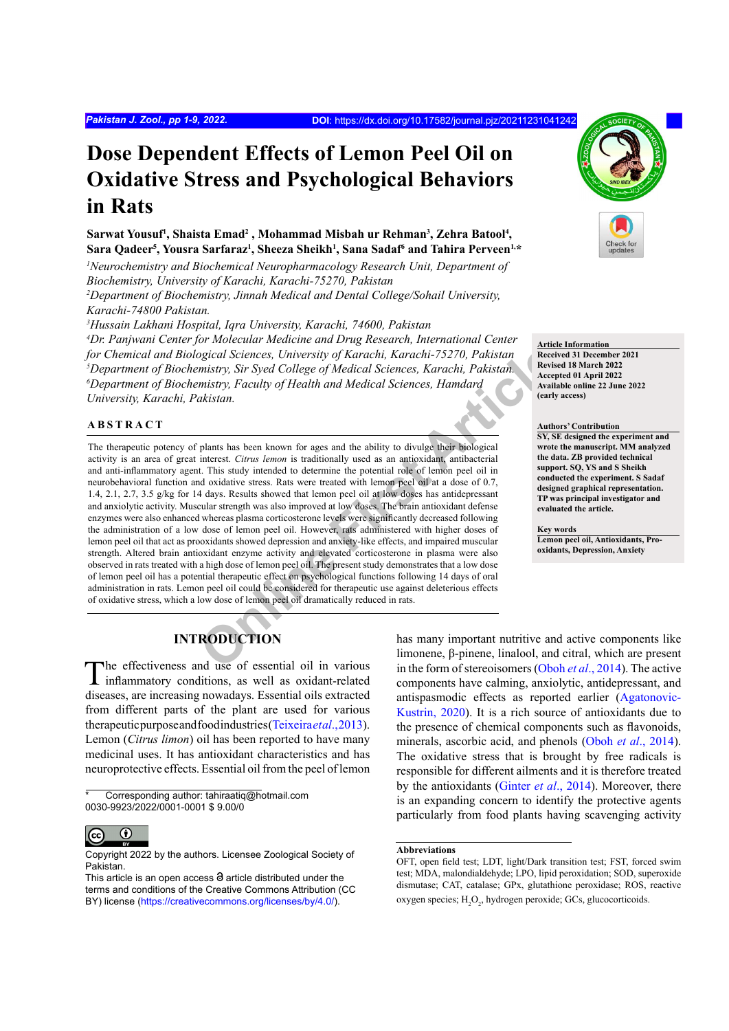# Dose Dependent Effects of Lemon Peel Oil on Oxidative Stress and Psychological Behaviors in Rats

**Sarwat Yousuf[1], Shaista Emad[2], Mohammad Misbah ur Rehman[3], Zehra Batool[4], Sara Qadeer[5], Yousra Sarfaraz[1], Sheeza Sheikh[1], Sana Sadaf[6] and Tahira Perveen[1,*]**

*[1]Neurochemistry and Biochemical Neuropharmacology Research Unit, Department of Biochemistry, University of Karachi, Karachi-75270, Pakistan*
*[2]Department of Biochemistry, Jinnah Medical and Dental College/Sohail University, Karachi-74800 Pakistan.*
*[3]Hussain Lakhani Hospital, Iqra University, Karachi, 74600, Pakistan*
*[4]Dr. Panjwani Center for Molecular Medicine and Drug Research, International Center for Chemical and Biological Sciences, University of Karachi, Karachi-75270, Pakistan*
*[5]Department of Biochemistry, Sir Syed College of Medical Sciences, Karachi, Pakistan.*
*[6]Department of Biochemistry, Faculty of Health and Medical Sciences, Hamdard University, Karachi, Pakistan.*

**Article Information**
**Received 31 December 2021**
**Revised 18 March 2022**
**Accepted 01 April 2022**
**Available online 22 June 2022 (early access)**

**Authors' Contribution**
**SY, SE designed the experiment and wrote the manuscript. MM analyzed the data. ZB provided technical support. SQ, YS and S Sheikh conducted the experiment. S Sadaf designed graphical representation. TP was principal investigator and evaluated the article.**

**Key words**
**Lemon peel oil, Antioxidants, Pro-oxidants, Depression, Anxiety**

## ABSTRACT

The therapeutic potency of plants has been known for ages and the ability to divulge their biological activity is an area of great interest. *Citrus lemon* is traditionally used as an antioxidant, antibacterial and anti-inflammatory agent. This study intended to determine the potential role of lemon peel oil in neurobehavioral function and oxidative stress. Rats were treated with lemon peel oil at a dose of 0.7, 1.4, 2.1, 2.7, 3.5 g/kg for 14 days. Results showed that lemon peel oil at low doses has antidepressant and anxiolytic activity. Muscular strength was also improved at low doses. The brain antioxidant defense enzymes were also enhanced whereas plasma corticosterone levels were significantly decreased following the administration of a low dose of lemon peel oil. However, rats administered with higher doses of lemon peel oil that act as prooxidants showed depression and anxiety-like effects, and impaired muscular strength. Altered brain antioxidant enzyme activity and elevated corticosterone in plasma were also observed in rats treated with a high dose of lemon peel oil. The present study demonstrates that a low dose of lemon peel oil has a potential therapeutic effect on psychological functions following 14 days of oral administration in rats. Lemon peel oil could be considered for therapeutic use against deleterious effects of oxidative stress, which a low dose of lemon peel oil dramatically reduced in rats.

## INTRODUCTION

The effectiveness and use of essential oil in various inflammatory conditions, as well as oxidant-related diseases, are increasing nowadays. Essential oils extracted from different parts of the plant are used for various therapeutic purpose and food industries (Teixeira *et al.*, 2013). Lemon (*Citrus limon*) oil has been reported to have many medicinal uses. It has antioxidant characteristics and has neuroprotective effects. Essential oil from the peel of lemon has many important nutritive and active components like limonene, β-pinene, linalool, and citral, which are present in the form of stereoisomers (Oboh *et al.*, 2014). The active components have calming, anxiolytic, antidepressant, and antispasmodic effects as reported earlier (Agatonovic-Kustrin, 2020). It is a rich source of antioxidants due to the presence of chemical components such as flavonoids, minerals, ascorbic acid, and phenols (Oboh *et al.*, 2014). The oxidative stress that is brought by free radicals is responsible for different ailments and it is therefore treated by the antioxidants (Ginter *et al.*, 2014). Moreover, there is an expanding concern to identify the protective agents particularly from food plants having scavenging activity

\* Corresponding author: tahiraatiq@hotmail.com
0030-9923/2022/0001-0001 $ 9.00/0

Copyright 2022 by the authors. Licensee Zoological Society of Pakistan.
This article is an open access article distributed under the terms and conditions of the Creative Commons Attribution (CC BY) license (https://creativecommons.org/licenses/by/4.0/).

**Abbreviations**
OFT, open field test; LDT, light/Dark transition test; FST, forced swim test; MDA, malondialdehyde; LPO, lipid peroxidation; SOD, superoxide dismutase; CAT, catalase; GPx, glutathione peroxidase; ROS, reactive oxygen species; $H_2O_2$, hydrogen peroxide; GCs, glucocorticoids.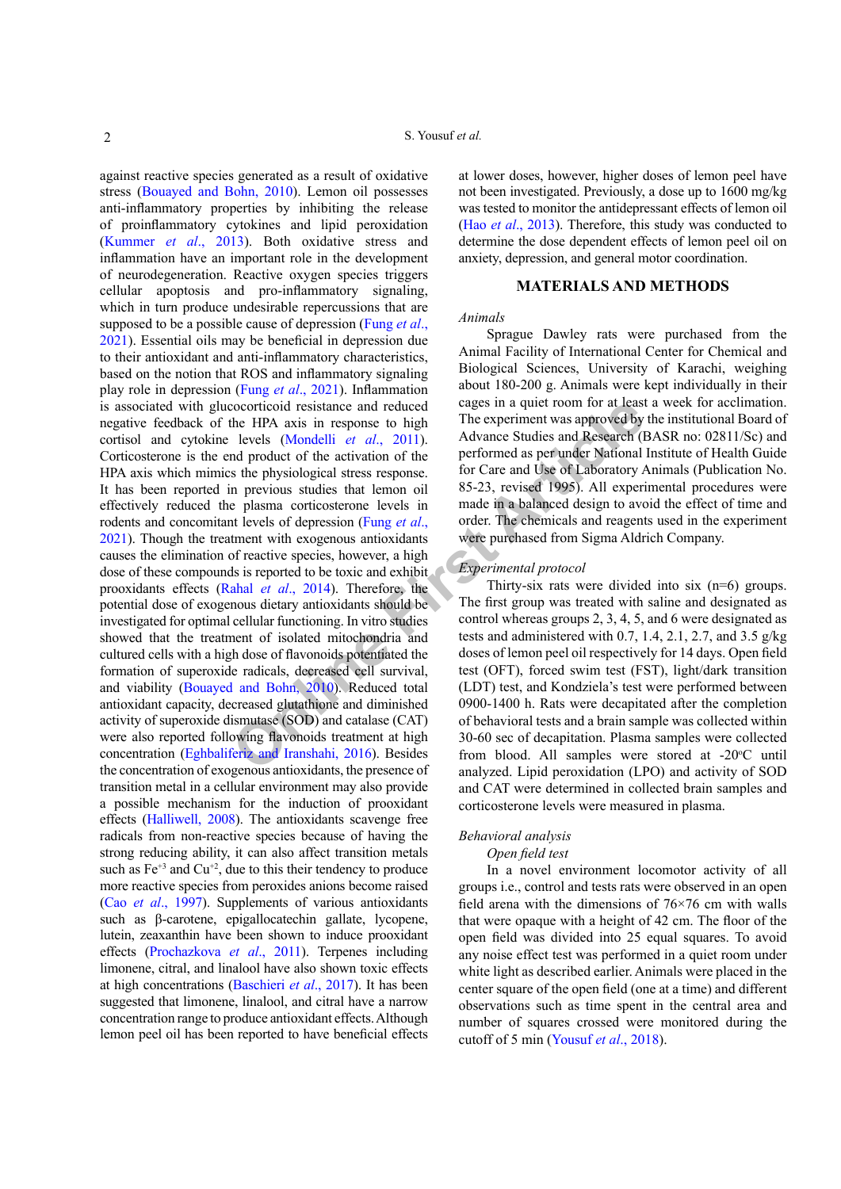against reactive species generated as a result of oxidative stress (Bouayed and Bohn, 2010). Lemon oil possesses anti-inflammatory properties by inhibiting the release of proinflammatory cytokines and lipid peroxidation (Kummer *et al*., 2013). Both oxidative stress and inflammation have an important role in the development of neurodegeneration. Reactive oxygen species triggers cellular apoptosis and pro-inflammatory signaling, which in turn produce undesirable repercussions that are supposed to be a possible cause of depression (Fung *et al*., 2021). Essential oils may be beneficial in depression due to their antioxidant and anti-inflammatory characteristics, based on the notion that ROS and inflammatory signaling play role in depression (Fung *et al*., 2021). Inflammation is associated with glucocorticoid resistance and reduced negative feedback of the HPA axis in response to high cortisol and cytokine levels (Mondelli *et al*., 2011). Corticosterone is the end product of the activation of the HPA axis which mimics the physiological stress response. It has been reported in previous studies that lemon oil effectively reduced the plasma corticosterone levels in rodents and concomitant levels of depression (Fung *et al*., 2021). Though the treatment with exogenous antioxidants causes the elimination of reactive species, however, a high dose of these compounds is reported to be toxic and exhibit prooxidants effects (Rahal *et al*., 2014). Therefore, the potential dose of exogenous dietary antioxidants should be investigated for optimal cellular functioning. In vitro studies showed that the treatment of isolated mitochondria and cultured cells with a high dose of flavonoids potentiated the formation of superoxide radicals, decreased cell survival, and viability (Bouayed and Bohn, 2010). Reduced total antioxidant capacity, decreased glutathione and diminished activity of superoxide dismutase (SOD) and catalase (CAT) were also reported following flavonoids treatment at high concentration (Eghbaliferiz and Iranshahi, 2016). Besides the concentration of exogenous antioxidants, the presence of transition metal in a cellular environment may also provide a possible mechanism for the induction of prooxidant effects (Halliwell, 2008). The antioxidants scavenge free radicals from non-reactive species because of having the strong reducing ability, it can also affect transition metals such as $Fe^{+3}$ and $Cu^{+2}$, due to this their tendency to produce more reactive species from peroxides anions become raised (Cao *et al*., 1997). Supplements of various antioxidants such as β-carotene, epigallocatechin gallate, lycopene, lutein, zeaxanthin have been shown to induce prooxidant effects (Prochazkova *et al*., 2011). Terpenes including limonene, citral, and linalool have also shown toxic effects at high concentrations (Baschieri *et al*., 2017). It has been suggested that limonene, linalool, and citral have a narrow concentration range to produce antioxidant effects. Although lemon peel has been reported to have beneficial effects at lower doses, however, higher doses of lemon peel have not been investigated. Previously, a dose up to 1600 mg/kg was tested to monitor the antidepressant effects of lemon oil (Hao *et al*., 2013). Therefore, this study was conducted to determine the dose dependent effects of lemon peel oil on anxiety, depression, and general motor coordination.

## MATERIALS AND METHODS

*Animals*

Sprague Dawley rats were purchased from the Animal Facility of International Center for Chemical and Biological Sciences, University of Karachi, weighing about 180-200 g. Animals were kept individually in their cages in a quiet room for at least a week for acclimation. The experiment was approved by the institutional Board of Advance Studies and Research (BASR no: 02811/Sc) and performed as per under National Institute of Health Guide for Care and Use of Laboratory Animals (Publication No. 85-23, revised 1995). All experimental procedures were made in a balanced design to avoid the effect of time and order. The chemicals and reagents used in the experiment were purchased from Sigma Aldrich Company.

*Experimental protocol*

Thirty-six rats were divided into six (n=6) groups. The first group was treated with saline and designated as control whereas groups 2, 3, 4, 5, and 6 were designated as tests and administered with 0.7, 1.4, 2.1, 2.7, and 3.5 g/kg doses of lemon peel oil respectively for 14 days. Open field test (OFT), forced swim test (FST), light/dark transition (LDT) test, and Kondziela's test were performed between 0900-1400 h. Rats were decapitated after the completion of behavioral tests and a brain sample was collected within 30-60 sec of decapitation. Plasma samples were collected from blood. All samples were stored at -20°C until analyzed. Lipid peroxidation (LPO) and activity of SOD and CAT were determined in collected brain samples and corticosterone levels were measured in plasma.

*Behavioral analysis*

*Open field test*

In a novel environment locomotor activity of all groups i.e., control and tests rats were observed in an open field arena with the dimensions of 76×76 cm with walls that were opaque with a height of 42 cm. The floor of the open field was divided into 25 equal squares. To avoid any noise effect test was performed in a quiet room under white light as described earlier. Animals were placed in the center square of the open field (one at a time) and different observations such as time spent in the central area and number of squares crossed were monitored during the cutoff of 5 min (Yousuf *et al*., 2018).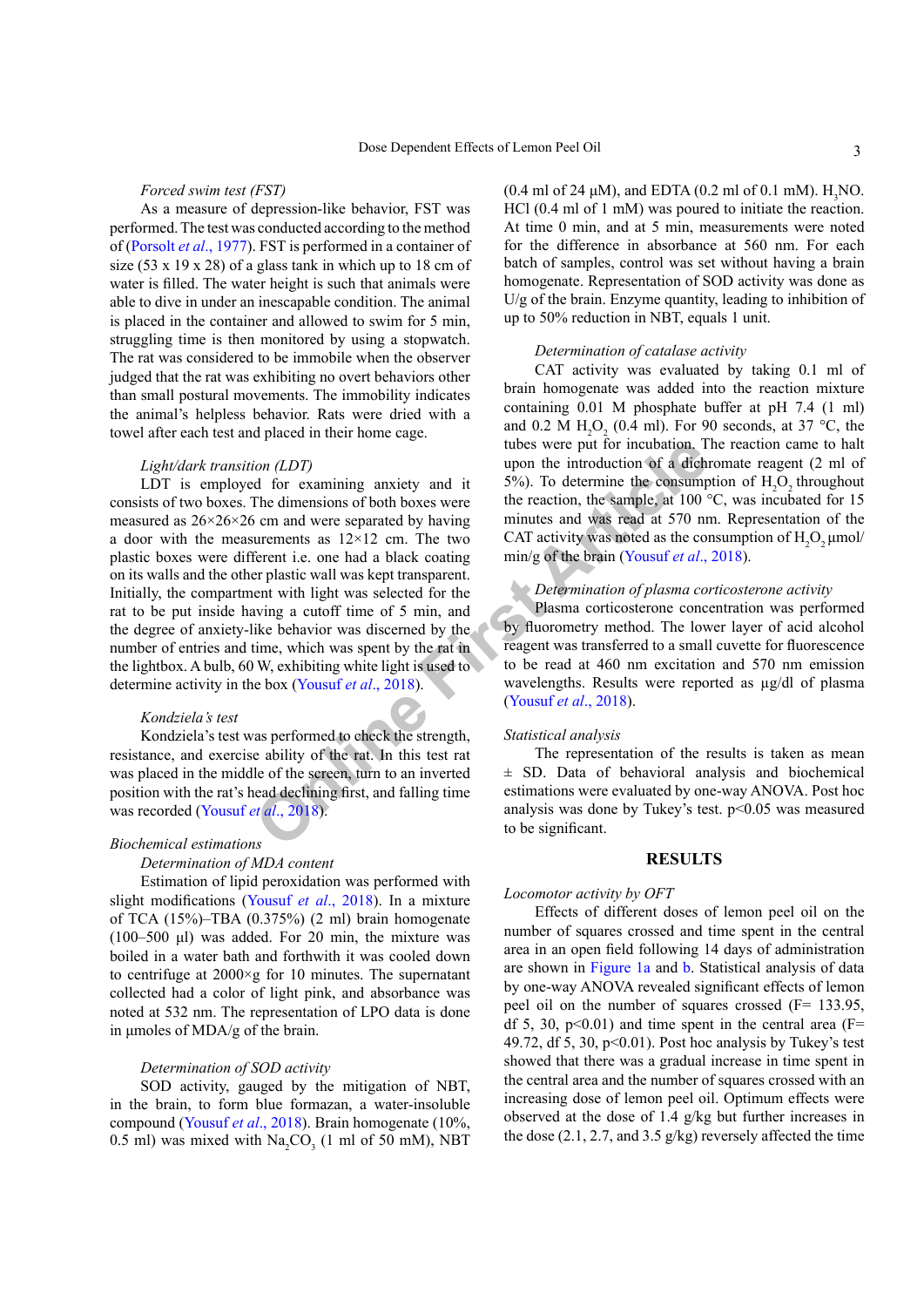*Forced swim test (FST)*

As a measure of depression-like behavior, FST was performed. The test was conducted according to the method of (Porsolt *et al*., 1977). FST is performed in a container of size (53 x 19 x 28) of a glass tank in which up to 18 cm of water is filled. The water height is such that animals were able to dive in under an inescapable condition. The animal is placed in the container and allowed to swim for 5 min, struggling time is then monitored by using a stopwatch. The rat was considered to be immobile when the observer judged that the rat was exhibiting no overt behaviors other than small postural movements. The immobility indicates the animal's helpless behavior. Rats were dried with a towel after each test and placed in their home cage.

*Light/dark transition (LDT)*

LDT is employed for examining anxiety and it consists of two boxes. The dimensions of both boxes were measured as 26×26×26 cm and were separated by having a door with the measurements as 12×12 cm. The two plastic boxes were different i.e. one had a black coating on its walls and the other plastic wall was kept transparent. Initially, the compartment with light was selected for the rat to be put inside having a cutoff time of 5 min, and the degree of anxiety-like behavior was discerned by the number of entries and time, which was spent by the rat in the lightbox. A bulb, 60 W, exhibiting white light is used to determine activity in the box (Yousuf *et al*., 2018).

*Kondziela's test*

Kondziela's test was performed to check the strength, resistance, and exercise ability of the rat. In this test rat was placed in the middle of the screen, turn to an inverted position with the rat's head declining first, and falling time was recorded (Yousuf *et al*., 2018).

*Biochemical estimations*

*Determination of MDA content*

Estimation of lipid peroxidation was performed with slight modifications (Yousuf *et al*., 2018). In a mixture of TCA (15%)–TBA (0.375%) (2 ml) brain homogenate (100–500 µl) was added. For 20 min, the mixture was boiled in a water bath and forthwith it was cooled down to centrifuge at 2000×g for 10 minutes. The supernatant collected had a color of light pink, and absorbance was noted at 532 nm. The representation of LPO data is done in µmoles of MDA/g of the brain.

*Determination of SOD activity*

SOD activity, gauged by the mitigation of NBT, in the brain, to form blue formazan, a water-insoluble compound (Yousuf *et al*., 2018). Brain homogenate (10%, 0.5 ml) was mixed with $Na_2CO_3$ (1 ml of 50 mM), NBT (0.4 ml of 24 µM), and EDTA (0.2 ml of 0.1 mM). $H_3NO$. HCl (0.4 ml of 1 mM) was poured to initiate the reaction. At time 0 min, and at 5 min, measurements were noted for the difference in absorbance at 560 nm. For each batch of samples, control was set without having a brain homogenate. Representation of SOD activity was done as U/g of the brain. Enzyme quantity, leading to inhibition of up to 50% reduction in NBT, equals 1 unit.

*Determination of catalase activity*

CAT activity was evaluated by taking 0.1 ml of brain homogenate was added into the reaction mixture containing 0.01 M phosphate buffer at pH 7.4 (1 ml) and 0.2 M $H_2O_2$ (0.4 ml). For 90 seconds, at 37 °C, the tubes were put for incubation. The reaction came to halt upon the introduction of a dichromate reagent (2 ml of 5%). To determine the consumption of $H_2O_2$ throughout the reaction, the sample, at 100 °C, was incubated for 15 minutes and was read at 570 nm. Representation of the CAT activity was noted as the consumption of $H_2O_2$ µmol/min/g of the brain (Yousuf *et al*., 2018).

*Determination of plasma corticosterone activity*

Plasma corticosterone concentration was performed by fluorometry method. The lower layer of acid alcohol reagent was transferred to a small cuvette for fluorescence to be read at 460 nm excitation and 570 nm emission wavelengths. Results were reported as µg/dl of plasma (Yousuf *et al*., 2018).

*Statistical analysis*

The representation of the results is taken as mean ± SD. Data of behavioral analysis and biochemical estimations were evaluated by one-way ANOVA. Post hoc analysis was done by Tukey's test. $p<0.05$ was measured to be significant.

## RESULTS

*Locomotor activity by OFT*

Effects of different doses of lemon peel oil on the number of squares crossed and time spent in the central area in an open field following 14 days of administration are shown in Figure 1a and b. Statistical analysis of data by one-way ANOVA revealed significant effects of lemon peel oil on the number of squares crossed ($F= 133.95$, df 5, 30, $p<0.01$) and time spent in the central area ($F= 49.72$, df 5, 30, $p<0.01$). Post hoc analysis by Tukey's test showed that there was a gradual increase in time spent in the central area and the number of squares crossed with an increasing dose of lemon peel oil. Optimum effects were observed at the dose of 1.4 g/kg but further increases in the dose (2.1, 2.7, and 3.5 g/kg) reversely affected the time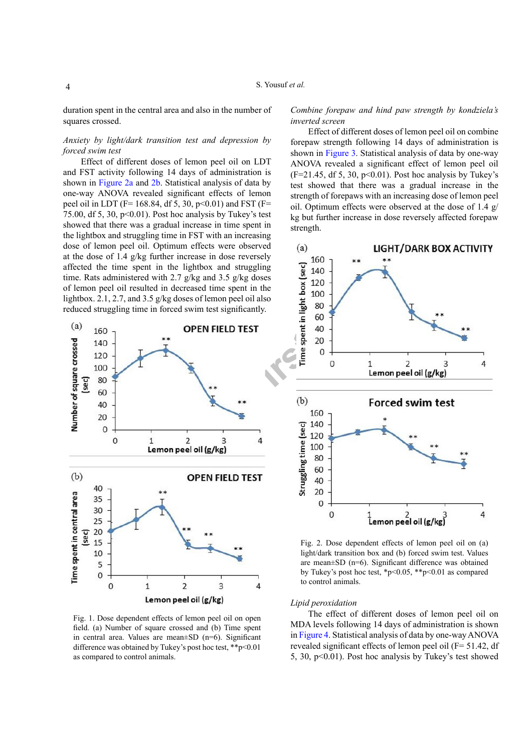duration spent in the central area and also in the number of squares crossed.

*Anxiety by light/dark transition test and depression by forced swim test*

Effect of different doses of lemon peel oil on LDT and FST activity following 14 days of administration is shown in Figure 2a and 2b. Statistical analysis of data by one-way ANOVA revealed significant effects of lemon peel oil in LDT (F= 168.84, df 5, 30, p<0.01) and FST (F= 75.00, df 5, 30, p<0.01). Post hoc analysis by Tukey's test showed that there was a gradual increase in time spent in the lightbox and struggling time in FST with an increasing dose of lemon peel oil. Optimum effects were observed at the dose of 1.4 g/kg further increase in dose reversely affected the time spent in the lightbox and struggling time. Rats administered with 2.7 g/kg and 3.5 g/kg doses of lemon peel oil resulted in decreased time spent in the lightbox. 2.1, 2.7, and 3.5 g/kg doses of lemon peel oil also reduced struggling time in forced swim test significantly.

Fig. 1. Dose dependent effects of lemon peel oil on open field. (a) Number of square crossed and (b) Time spent in central area. Values are mean±SD (n=6). Significant difference was obtained by Tukey's post hoc test, **p<0.01 as compared to control animals.

*Combine forepaw and hind paw strength by kondziela's inverted screen*

Effect of different doses of lemon peel oil on combine forepaw strength following 14 days of administration is shown in Figure 3. Statistical analysis of data by one-way ANOVA revealed a significant effect of lemon peel oil (F=21.45, df 5, 30, p<0.01). Post hoc analysis by Tukey's test showed that there was a gradual increase in the strength of forepaws with an increasing dose of lemon peel oil. Optimum effects were observed at the dose of 1.4 g/kg but further increase in dose reversely affected forepaw strength.

Fig. 2. Dose dependent effects of lemon peel oil on (a) light/dark transition box and (b) forced swim test. Values are mean±SD (n=6). Significant difference was obtained by Tukey's post hoc test, *p<0.05, **p<0.01 as compared to control animals.

*Lipid peroxidation*

The effect of different doses of lemon peel oil on MDA levels following 14 days of administration is shown in Figure 4. Statistical analysis of data by one-way ANOVA revealed significant effects of lemon peel oil (F= 51.42, df 5, 30, p<0.01). Post hoc analysis by Tukey's test showed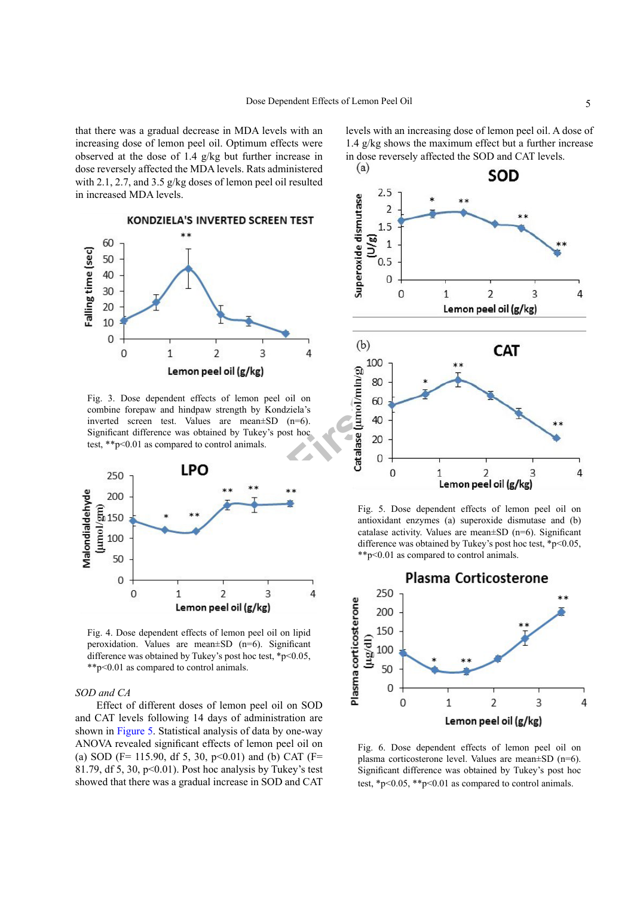that there was a gradual decrease in MDA levels with an increasing dose of lemon peel oil. Optimum effects were observed at the dose of 1.4 g/kg but further increase in dose reversely affected the MDA levels. Rats administered with 2.1, 2.7, and 3.5 g/kg doses of lemon peel oil resulted in increased MDA levels.

Fig. 3. Dose dependent effects of lemon peel oil on combine forepaw and hindpaw strength by Kondziela's inverted screen test. Values are mean±SD (n=6). Significant difference was obtained by Tukey's post hoc test, **p<0.01 as compared to control animals.

Fig. 4. Dose dependent effects of lemon peel oil on lipid peroxidation. Values are mean±SD (n=6). Significant difference was obtained by Tukey's post hoc test, *p<0.05, **p<0.01 as compared to control animals.

*SOD and CA*

Effect of different doses of lemon peel oil on SOD and CAT levels following 14 days of administration are shown in Figure 5. Statistical analysis of data by one-way ANOVA revealed significant effects of lemon peel oil on (a) SOD (F= 115.90, df 5, 30, $p<0.01$) and (b) CAT (F= 81.79, df 5, 30, $p<0.01$). Post hoc analysis by Tukey's test showed that there was a gradual increase in SOD and CAT levels with an increasing dose of lemon peel oil. A dose of 1.4 g/kg shows the maximum effect but a further increase in dose reversely affected the SOD and CAT levels.

Fig. 5. Dose dependent effects of lemon peel oil on antioxidant enzymes (a) superoxide dismutase and (b) catalase activity. Values are mean±SD (n=6). Significant difference was obtained by Tukey's post hoc test, *p<0.05, **p<0.01 as compared to control animals.

Fig. 6. Dose dependent effects of lemon peel oil on plasma corticosterone level. Values are mean±SD (n=6). Significant difference was obtained by Tukey's post hoc test, *p<0.05, **p<0.01 as compared to control animals.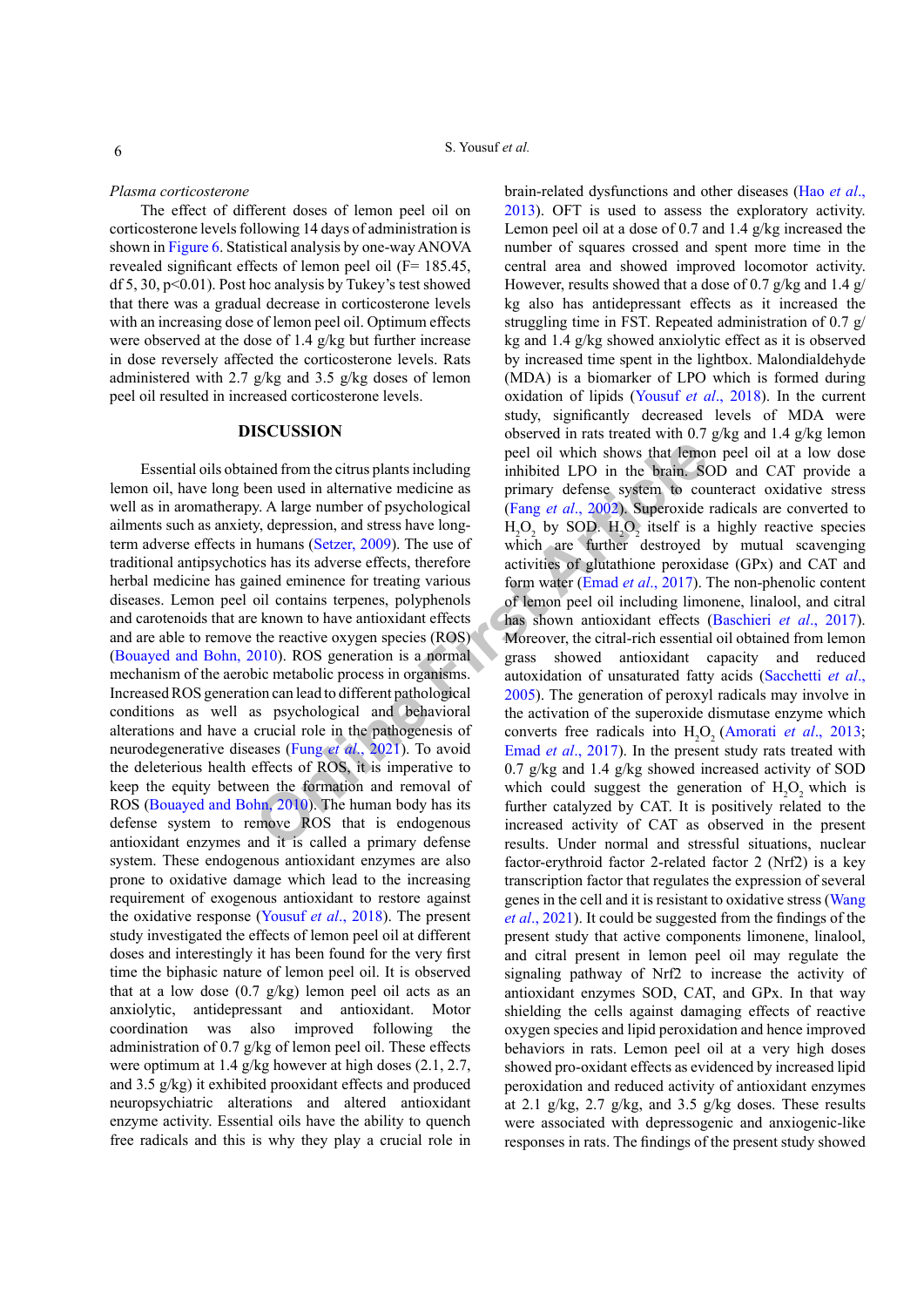*Plasma corticosterone*

The effect of different doses of lemon peel oil on corticosterone levels following 14 days of administration is shown in Figure 6. Statistical analysis by one-way ANOVA revealed significant effects of lemon peel oil (F= 185.45, df 5, 30, $p<0.01$). Post hoc analysis by Tukey's test showed that there was a gradual decrease in corticosterone levels with an increasing dose of lemon peel oil. Optimum effects were observed at the dose of 1.4 g/kg but further increase in dose reversely affected the corticosterone levels. Rats administered with 2.7 g/kg and 3.5 g/kg doses of lemon peel oil resulted in increased corticosterone levels.

## DISCUSSION

Essential oils obtained from the citrus plants including lemon oil, have long been used in alternative medicine as well as in aromatherapy. A large number of psychological ailments such as anxiety, depression, and stress have long-term adverse effects in humans (Setzer, 2009). The use of traditional antipsychotics has its adverse effects, therefore herbal medicine has gained eminence for treating various diseases. Lemon peel oil contains terpenes, polyphenols and carotenoids that are known to have antioxidant effects and are able to remove the reactive oxygen species (ROS) (Bouayed and Bohn, 2010). ROS generation is a normal mechanism of the aerobic metabolic process in organisms. Increased ROS generation can lead to different pathological conditions as well as psychological and behavioral alterations and have a crucial role in the pathogenesis of neurodegenerative diseases (Fung *et al*., 2021). To avoid the deleterious health effects of ROS, it is imperative to keep the equity between the formation and removal of ROS (Bouayed and Bohn, 2010). The human body has its defense system to remove ROS that is endogenous antioxidant enzymes and it is called a primary defense system. These endogenous antioxidant enzymes are also prone to oxidative damage which lead to the increasing requirement of exogenous antioxidant to restore against the oxidative response (Yousuf *et al*., 2018). The present study investigated the effects of lemon peel oil at different doses and interestingly it has been found for the very first time the biphasic nature of lemon peel oil. It is observed that at a low dose (0.7 g/kg) lemon peel oil acts as an anxiolytic, antidepressant and antioxidant. Motor coordination was also improved following the administration of 0.7 g/kg of lemon peel oil. These effects were optimum at 1.4 g/kg however at high doses (2.1, 2.7, and 3.5 g/kg) it exhibited prooxidant effects and produced neuropsychiatric alterations and altered antioxidant enzyme activity. Essential oils have the ability to quench free radicals and this is why they play a crucial role in brain-related dysfunctions and other diseases (Hao *et al*., 2013). OFT is used to assess the exploratory activity. Lemon peel oil at a dose of 0.7 and 1.4 g/kg increased the number of squares crossed and spent more time in the central area and showed improved locomotor activity. However, results showed that a dose of 0.7 g/kg and 1.4 g/kg also has antidepressant effects as it increased the struggling time in FST. Repeated administration of 0.7 g/kg and 1.4 g/kg showed anxiolytic effect as it is observed by increased time spent in the lightbox. Malondialdehyde (MDA) is a biomarker of LPO which is formed during oxidation of lipids (Yousuf *et al*., 2018). In the current study, significantly decreased levels of MDA were observed in rats treated with 0.7 g/kg and 1.4 g/kg lemon peel oil which shows that lemon peel oil at a low dose inhibited LPO in the brain. SOD and CAT provide a primary defense system to counteract oxidative stress (Fang *et al*., 2002). Superoxide radicals are converted to $H_2O_2$ by SOD. $H_2O_2$ itself is a highly reactive species which are further destroyed by mutual scavenging activities of glutathione peroxidase (GPx) and CAT and form water (Emad *et al*., 2017). The non-phenolic content of lemon peel oil including limonene, linalool, and citral has shown antioxidant effects (Baschieri *et al*., 2017). Moreover, the citral-rich essential oil obtained from lemon grass showed antioxidant capacity and reduced autoxidation of unsaturated fatty acids (Sacchetti *et al*., 2005). The generation of peroxyl radicals may involve in the activation of the superoxide dismutase enzyme which converts free radicals into $H_2O_2$ (Amorati *et al*., 2013; Emad *et al*., 2017). In the present study rats treated with 0.7 g/kg and 1.4 g/kg showed increased activity of SOD which could suggest the generation of $H_2O_2$ which is further catalyzed by CAT. It is positively related to the increased activity of CAT as observed in the present results. Under normal and stressful situations, nuclear factor-erythroid factor 2-related factor 2 (Nrf2) is a key transcription factor that regulates the expression of several genes in the cell and it is resistant to oxidative stress (Wang *et al*., 2021). It could be suggested from the findings of the present study that active components limonene, linalool, and citral present in lemon peel oil may regulate the signaling pathway of Nrf2 to increase the activity of antioxidant enzymes SOD, CAT, and GPx. In that way shielding the cells against damaging effects of reactive oxygen species and lipid peroxidation and hence improved behaviors in rats. Lemon peel oil at a very high doses showed pro-oxidant effects as evidenced by increased lipid peroxidation and reduced activity of antioxidant enzymes at 2.1 g/kg, 2.7 g/kg, and 3.5 g/kg doses. These results were associated with depressogenic and anxiogenic-like responses in rats. The findings of the present study showed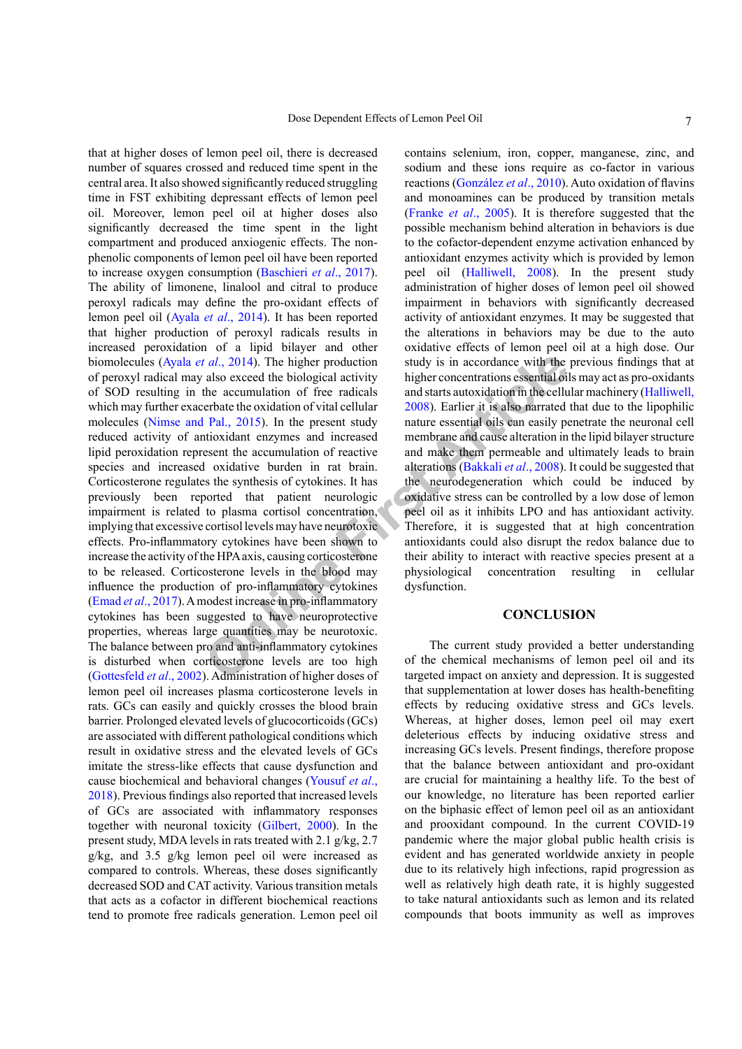that at higher doses of lemon peel oil, there is decreased number of squares crossed and reduced time spent in the central area. It also showed significantly reduced struggling time in FST exhibiting depressant effects of lemon peel oil. Moreover, lemon peel oil at higher doses also significantly decreased the time spent in the light compartment and produced anxiogenic effects. The non-phenolic components of lemon peel oil have been reported to increase oxygen consumption (Baschieri *et al*., 2017). The ability of limonene, linalool and citral to produce peroxyl radicals may define the pro-oxidant effects of lemon peel oil (Ayala *et al*., 2014). It has been reported that higher production of peroxyl radicals results in increased peroxidation of a lipid bilayer and other biomolecules (Ayala *et al*., 2014). The higher production of peroxyl radical may also exceed the biological activity of SOD resulting in the accumulation of free radicals which may further exacerbate the oxidation of vital cellular molecules (Nimse and Pal., 2015). In the present study reduced activity of antioxidant enzymes and increased lipid peroxidation represent the accumulation of reactive species and increased oxidative burden in rat brain. Corticosterone regulates the synthesis of cytokines. It has previously been reported that patient neurologic impairment is related to plasma cortisol concentration, implying that excessive cortisol levels may have neurotoxic effects. Pro-inflammatory cytokines have been shown to increase the activity of the HPA axis, causing corticosterone to be released. Corticosterone levels in the blood may influence the production of pro-inflammatory cytokines (Emad *et al*., 2017). A modest increase in pro-inflammatory cytokines has been suggested to have neuroprotective properties, whereas large quantities may be neurotoxic. The balance between pro and anti-inflammatory cytokines is disturbed when corticosterone levels are too high (Gottesfeld *et al*., 2002). Administration of higher doses of lemon peel oil increases plasma corticosterone levels in rats. GCs can easily and quickly crosses the blood brain barrier. Prolonged elevated levels of glucocorticoids (GCs) are associated with different pathological conditions which result in oxidative stress and the elevated levels of GCs imitate the stress-like effects that cause dysfunction and cause biochemical and behavioral changes (Yousuf *et al*., 2018). Previous findings also reported that increased levels of GCs are associated with inflammatory responses together with neuronal toxicity (Gilbert, 2000). In the present study, MDA levels in rats treated with 2.1 g/kg, 2.7 g/kg, and 3.5 g/kg lemon peel oil were increased as compared to controls. Whereas, these doses significantly decreased SOD and CAT activity. Various transition metals that acts as a cofactor in different biochemical reactions tend to promote free radicals generation. Lemon peel oil contains selenium, iron, copper, manganese, zinc, and sodium and these ions require as co-factor in various reactions (González *et al*., 2010). Auto oxidation of flavins and monoamines can be produced by transition metals (Franke *et al*., 2005). It is therefore suggested that the possible mechanism behind alteration in behaviors is due to the cofactor-dependent enzyme activation enhanced by antioxidant enzymes activity which is provided by lemon peel oil (Halliwell, 2008). In the present study administration of higher doses of lemon peel oil showed impairment in behaviors with significantly decreased activity of antioxidant enzymes. It may be suggested that the alterations in behaviors may be due to the auto oxidative effects of lemon peel oil at a high dose. Our study is in accordance with the previous findings that at higher concentrations essential oils may act as pro-oxidants and starts autoxidation in the cellular machinery (Halliwell, 2008). Earlier it is also narrated that due to the lipophilic nature essential oils can easily penetrate the neuronal cell membrane and cause alteration in the lipid bilayer structure and make them permeable and ultimately leads to brain alterations (Bakkali *et al*., 2008). It could be suggested that the neurodegeneration which could be induced by oxidative stress can be controlled by a low dose of lemon peel oil as it inhibits LPO and has antioxidant activity. Therefore, it is suggested that at high concentration antioxidants could also disrupt the redox balance due to their ability to interact with reactive species present at a physiological concentration resulting in cellular dysfunction.

## CONCLUSION

The current study provided a better understanding of the chemical mechanisms of lemon peel oil and its targeted impact on anxiety and depression. It is suggested that supplementation at lower doses has health-benefiting effects by reducing oxidative stress and GCs levels. Whereas, at higher doses, lemon peel oil may exert deleterious effects by inducing oxidative stress and increasing GCs levels. Present findings, therefore propose that the balance between antioxidant and pro-oxidant are crucial for maintaining a healthy life. To the best of our knowledge, no literature has been reported earlier on the biphasic effect of lemon peel oil as an antioxidant and prooxidant compound. In the current COVID-19 pandemic where the major global public health crisis is evident and has generated worldwide anxiety in people due to its relatively high infections, rapid progression as well as relatively high death rate, it is highly suggested to take natural antioxidants such as lemon and its related compounds that boots immunity as well as improves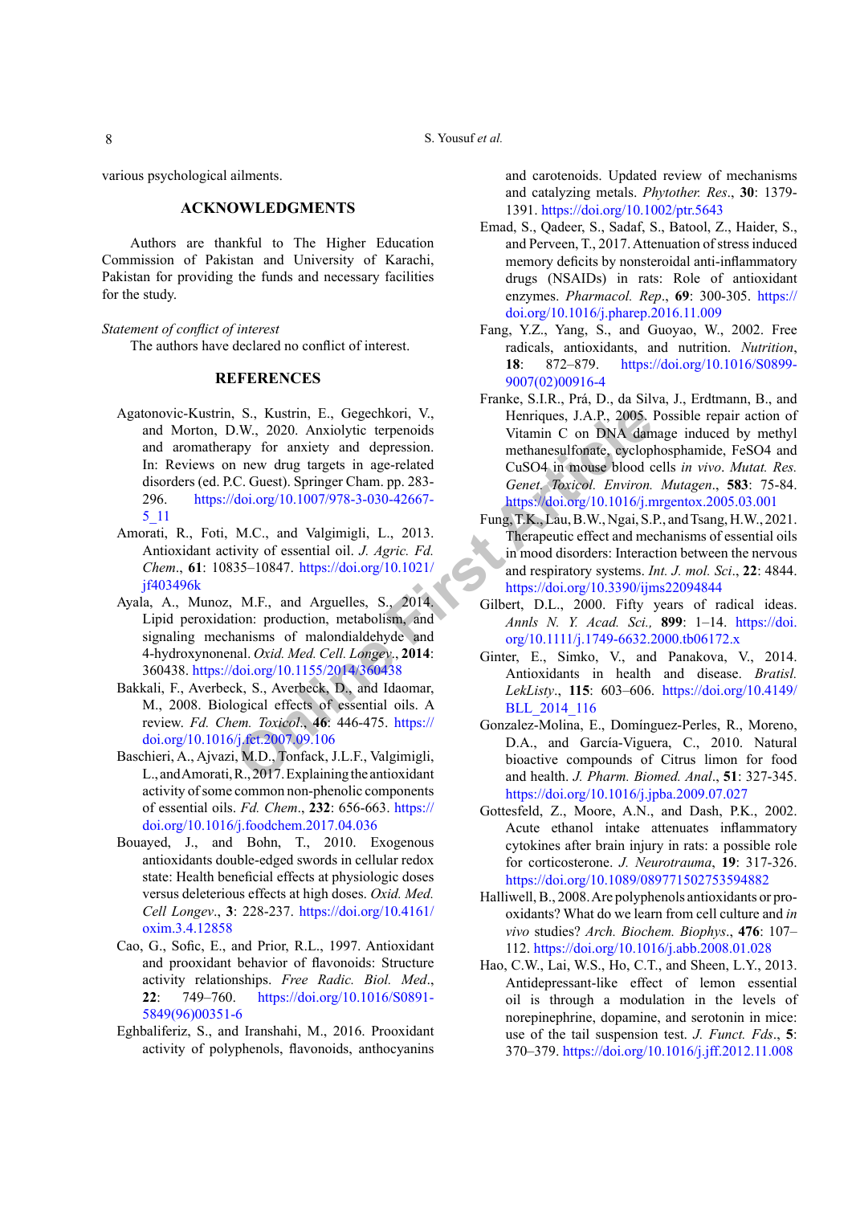various psychological ailments.

## ACKNOWLEDGMENTS

Authors are thankful to The Higher Education Commission of Pakistan and University of Karachi, Pakistan for providing the funds and necessary facilities for the study.

*Statement of conflict of interest*

The authors have declared no conflict of interest.

## REFERENCES

Agatonovic-Kustrin, S., Kustrin, E., Gegechkori, V., and Morton, D.W., 2020. Anxiolytic terpenoids and aromatherapy for anxiety and depression. In: Reviews on new drug targets in age-related disorders (ed. P.C. Guest). Springer Cham. pp. 283-296. https://doi.org/10.1007/978-3-030-42667-5_11

Amorati, R., Foti, M.C., and Valgimigli, L., 2013. Antioxidant activity of essential oil. *J. Agric. Fd. Chem*., **61**: 10835–10847. https://doi.org/10.1021/jf403496k

Ayala, A., Munoz, M.F., and Arguelles, S., 2014. Lipid peroxidation: production, metabolism, and signaling mechanisms of malondialdehyde and 4-hydroxynonenal. *Oxid. Med. Cell. Longev*., **2014**: 360438. https://doi.org/10.1155/2014/360438

Bakkali, F., Averbeck, S., Averbeck, D., and Idaomar, M., 2008. Biological effects of essential oils. A review. *Fd. Chem. Toxicol*., **46**: 446-475. https://doi.org/10.1016/j.fct.2007.09.106

Baschieri, A., Ajvazi, M.D., Tonfack, J.L.F., Valgimigli, L., and Amorati, R., 2017. Explaining the antioxidant activity of some common non-phenolic components of essential oils. *Fd. Chem*., **232**: 656-663. https://doi.org/10.1016/j.foodchem.2017.04.036

Bouayed, J., and Bohn, T., 2010. Exogenous antioxidants double-edged swords in cellular redox state: Health beneficial effects at physiologic doses versus deleterious effects at high doses. *Oxid. Med. Cell Longev*., **3**: 228-237. https://doi.org/10.4161/oxim.3.4.12858

Cao, G., Sofic, E., and Prior, R.L., 1997. Antioxidant and prooxidant behavior of flavonoids: Structure activity relationships. *Free Radic. Biol. Med*., **22**: 749–760. https://doi.org/10.1016/S0891-5849(96)00351-6

Eghbaliferiz, S., and Iranshahi, M., 2016. Prooxidant activity of polyphenols, flavonoids, anthocyanins and carotenoids. Updated review of mechanisms and catalyzing metals. *Phytother. Res*., **30**: 1379-1391. https://doi.org/10.1002/ptr.5643

Emad, S., Qadeer, S., Sadaf, S., Batool, Z., Haider, S., and Perveen, T., 2017. Attenuation of stress induced memory deficits by nonsteroidal anti-inflammatory drugs (NSAIDs) in rats: Role of antioxidant enzymes. *Pharmacol. Rep*., **69**: 300-305. https://doi.org/10.1016/j.pharep.2016.11.009

Fang, Y.Z., Yang, S., and Guoyao, W., 2002. Free radicals, antioxidants, and nutrition. *Nutrition*, **18**: 872–879. https://doi.org/10.1016/S0899-9007(02)00916-4

Franke, S.I.R., Prá, D., da Silva, J., Erdtmann, B., and Henriques, J.A.P., 2005. Possible repair action of Vitamin C on DNA damage induced by methyl methanesulfonate, cyclophosphamide, FeSO4 and CuSO4 in mouse blood cells *in vivo*. *Mutat. Res. Genet. Toxicol. Environ. Mutagen*., **583**: 75-84. https://doi.org/10.1016/j.mrgentox.2005.03.001

Fung, T.K., Lau, B.W., Ngai, S.P., and Tsang, H.W., 2021. Therapeutic effect and mechanisms of essential oils in mood disorders: Interaction between the nervous and respiratory systems. *Int. J. mol. Sci*., **22**: 4844. https://doi.org/10.3390/ijms22094844

Gilbert, D.L., 2000. Fifty years of radical ideas. *Annls N. Y. Acad. Sci.*, **899**: 1–14. https://doi.org/10.1111/j.1749-6632.2000.tb06172.x

Ginter, E., Simko, V., and Panakova, V., 2014. Antioxidants in health and disease. *Bratisl. LekListy*., **115**: 603–606. https://doi.org/10.4149/BLL_2014_116

Gonzalez-Molina, E., Domínguez-Perles, R., Moreno, D.A., and García-Viguera, C., 2010. Natural bioactive compounds of Citrus limon for food and health. *J. Pharm. Biomed. Anal*., **51**: 327-345. https://doi.org/10.1016/j.jpba.2009.07.027

Gottesfeld, Z., Moore, A.N., and Dash, P.K., 2002. Acute ethanol intake attenuates inflammatory cytokines after brain injury in rats: a possible role for corticosterone. *J. Neurotrauma*, **19**: 317-326. https://doi.org/10.1089/089771502753594882

Halliwell, B., 2008. Are polyphenols antioxidants or pro-oxidants? What do we learn from cell culture and *in vivo* studies? *Arch. Biochem. Biophys*., **476**: 107–112. https://doi.org/10.1016/j.abb.2008.01.028

Hao, C.W., Lai, W.S., Ho, C.T., and Sheen, L.Y., 2013. Antidepressant-like effect of lemon essential oil is through a modulation in the levels of norepinephrine, dopamine, and serotonin in mice: use of the tail suspension test. *J. Funct. Fds*., **5**: 370–379. https://doi.org/10.1016/j.jff.2012.11.008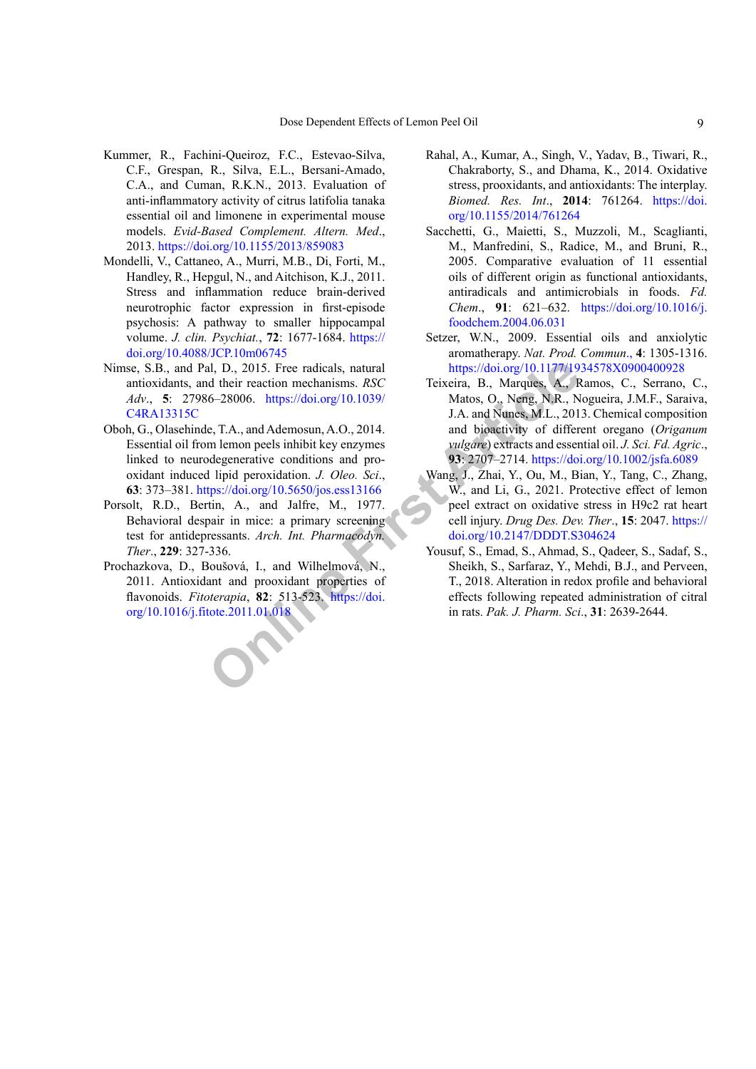Kummer, R., Fachini-Queiroz, F.C., Estevao-Silva, C.F., Grespan, R., Silva, E.L., Bersani-Amado, C.A., and Cuman, R.K.N., 2013. Evaluation of anti-inflammatory activity of citrus latifolia tanaka essential oil and limonene in experimental mouse models. *Evid-Based Complement. Altern. Med*., 2013. https://doi.org/10.1155/2013/859083

Mondelli, V., Cattaneo, A., Murri, M.B., Di, Forti, M., Handley, R., Hepgul, N., and Aitchison, K.J., 2011. Stress and inflammation reduce brain-derived neurotrophic factor expression in first-episode psychosis: A pathway to smaller hippocampal volume. *J. clin. Psychiat.*, **72**: 1677-1684. https://doi.org/10.4088/JCP.10m06745

Nimse, S.B., and Pal, D., 2015. Free radicals, natural antioxidants, and their reaction mechanisms. *RSC Adv*., **5**: 27986–28006. https://doi.org/10.1039/C4RA13315C

Oboh, G., Olasehinde, T.A., and Ademosun, A.O., 2014. Essential oil from lemon peels inhibit key enzymes linked to neurodegenerative conditions and pro-oxidant induced lipid peroxidation. *J. Oleo. Sci*., **63**: 373–381. https://doi.org/10.5650/jos.ess13166

Porsolt, R.D., Bertin, A., and Jalfre, M., 1977. Behavioral despair in mice: a primary screening test for antidepressants. *Arch. Int. Pharmacodyn. Ther*., **229**: 327-336.

Prochazkova, D., Boušová, I., and Wilhelmová, N., 2011. Antioxidant and prooxidant properties of flavonoids. *Fitoterapia*, **82**: 513-523. https://doi.org/10.1016/j.fitote.2011.01.018

Rahal, A., Kumar, A., Singh, V., Yadav, B., Tiwari, R., Chakraborty, S., and Dhama, K., 2014. Oxidative stress, prooxidants, and antioxidants: The interplay. *Biomed. Res. Int*., **2014**: 761264. https://doi.org/10.1155/2014/761264

Sacchetti, G., Maietti, S., Muzzoli, M., Scaglianti, M., Manfredini, S., Radice, M., and Bruni, R., 2005. Comparative evaluation of 11 essential oils of different origin as functional antioxidants, antiradicals and antimicrobials in foods. *Fd. Chem*., **91**: 621–632. https://doi.org/10.1016/j.foodchem.2004.06.031

Setzer, W.N., 2009. Essential oils and anxiolytic aromatherapy. *Nat. Prod. Commun*., **4**: 1305-1316. https://doi.org/10.1177/1934578X0900400928

Teixeira, B., Marques, A., Ramos, C., Serrano, C., Matos, O., Neng, N.R., Nogueira, J.M.F., Saraiva, J.A. and Nunes, M.L., 2013. Chemical composition and bioactivity of different oregano (*Origanum vulgare*) extracts and essential oil. *J. Sci. Fd. Agric*., **93**: 2707–2714. https://doi.org/10.1002/jsfa.6089

Wang, J., Zhai, Y., Ou, M., Bian, Y., Tang, C., Zhang, W., and Li, G., 2021. Protective effect of lemon peel extract on oxidative stress in H9c2 rat heart cell injury. *Drug Des. Dev. Ther*., **15**: 2047. https://doi.org/10.2147/DDDT.S304624

Yousuf, S., Emad, S., Ahmad, S., Qadeer, S., Sadaf, S., Sheikh, S., Sarfaraz, Y., Mehdi, B.J., and Perveen, T., 2018. Alteration in redox profile and behavioral effects following repeated administration of citral in rats. *Pak. J. Pharm. Sci*., **31**: 2639-2644.